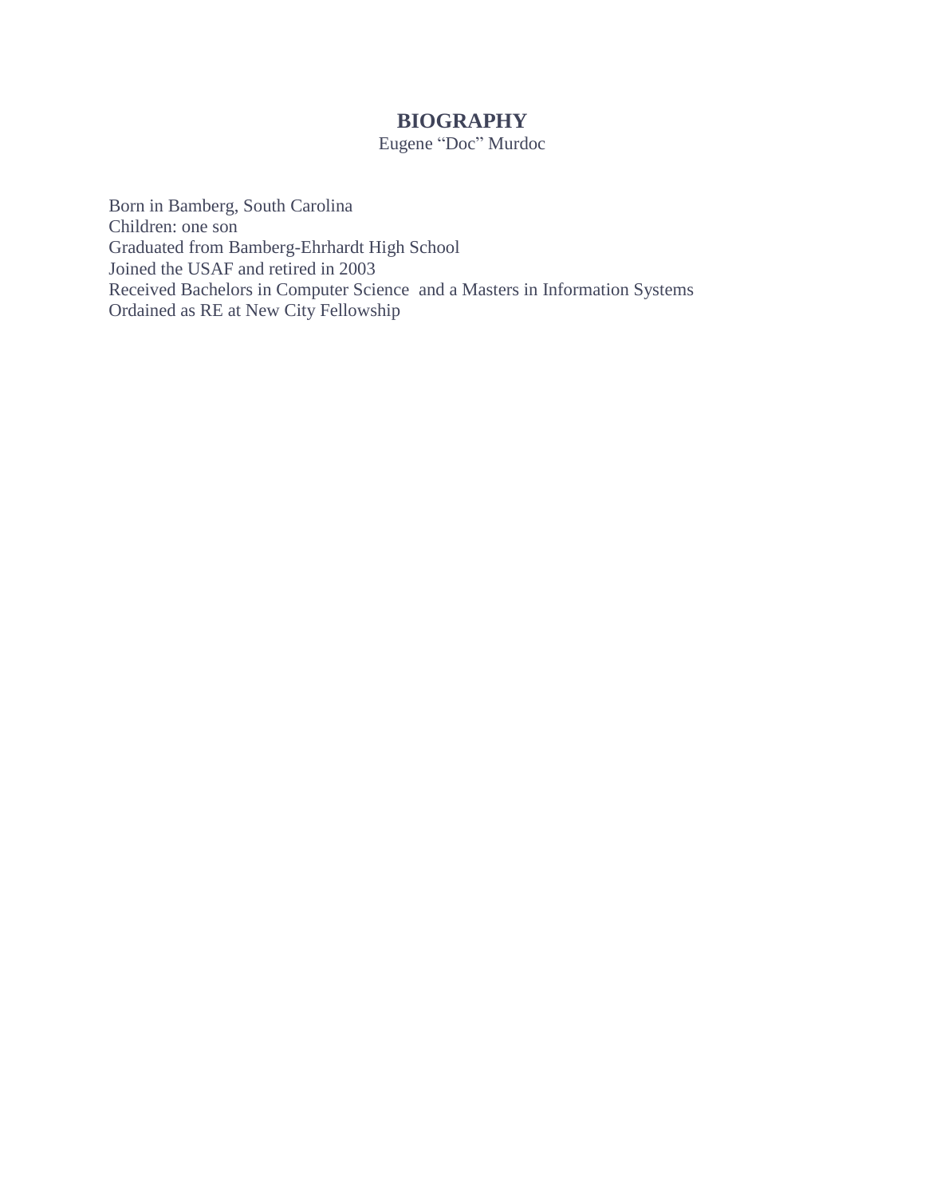# BIOGRAPHY

Eugene “Doc” Murdoc

Born in Bamberg, South Carolina
Children: one son
Graduated from Bamberg-Ehrhardt High School
Joined the USAF and retired in 2003
Received Bachelors in Computer Science and a Masters in Information Systems
Ordained as RE at New City Fellowship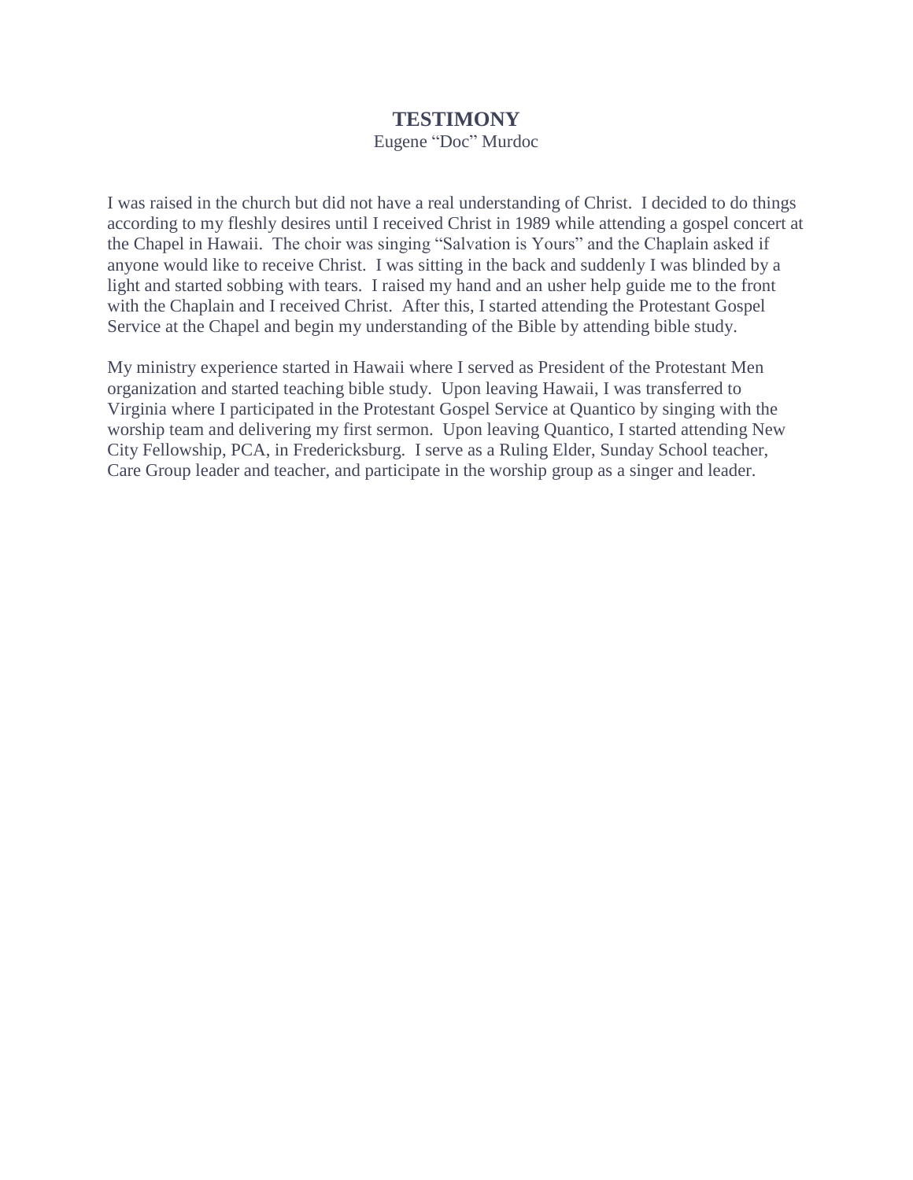# TESTIMONY

Eugene "Doc" Murdoc

I was raised in the church but did not have a real understanding of Christ. I decided to do things according to my fleshly desires until I received Christ in 1989 while attending a gospel concert at the Chapel in Hawaii. The choir was singing "Salvation is Yours" and the Chaplain asked if anyone would like to receive Christ. I was sitting in the back and suddenly I was blinded by a light and started sobbing with tears. I raised my hand and an usher help guide me to the front with the Chaplain and I received Christ. After this, I started attending the Protestant Gospel Service at the Chapel and begin my understanding of the Bible by attending bible study.

My ministry experience started in Hawaii where I served as President of the Protestant Men organization and started teaching bible study. Upon leaving Hawaii, I was transferred to Virginia where I participated in the Protestant Gospel Service at Quantico by singing with the worship team and delivering my first sermon. Upon leaving Quantico, I started attending New City Fellowship, PCA, in Fredericksburg. I serve as a Ruling Elder, Sunday School teacher, Care Group leader and teacher, and participate in the worship group as a singer and leader.